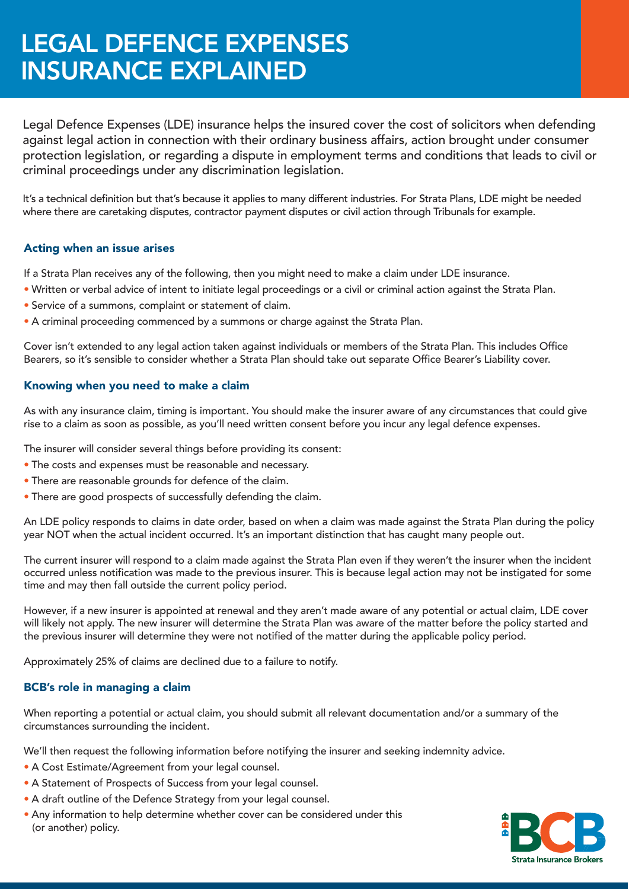# LEGAL DEFENCE EXPENSES INSURANCE EXPLAINED

Legal Defence Expenses (LDE) insurance helps the insured cover the cost of solicitors when defending against legal action in connection with their ordinary business affairs, action brought under consumer protection legislation, or regarding a dispute in employment terms and conditions that leads to civil or criminal proceedings under any discrimination legislation.

It's a technical definition but that's because it applies to many different industries. For Strata Plans, LDE might be needed where there are caretaking disputes, contractor payment disputes or civil action through Tribunals for example.

### Acting when an issue arises

If a Strata Plan receives any of the following, then you might need to make a claim under LDE insurance.

- Written or verbal advice of intent to initiate legal proceedings or a civil or criminal action against the Strata Plan.
- Service of a summons, complaint or statement of claim.
- A criminal proceeding commenced by a summons or charge against the Strata Plan.

Cover isn't extended to any legal action taken against individuals or members of the Strata Plan. This includes Office Bearers, so it's sensible to consider whether a Strata Plan should take out separate Office Bearer's Liability cover.

### Knowing when you need to make a claim

As with any insurance claim, timing is important. You should make the insurer aware of any circumstances that could give rise to a claim as soon as possible, as you'll need written consent before you incur any legal defence expenses.

The insurer will consider several things before providing its consent:

- The costs and expenses must be reasonable and necessary.
- There are reasonable grounds for defence of the claim.
- There are good prospects of successfully defending the claim.

An LDE policy responds to claims in date order, based on when a claim was made against the Strata Plan during the policy year NOT when the actual incident occurred. It's an important distinction that has caught many people out.

The current insurer will respond to a claim made against the Strata Plan even if they weren't the insurer when the incident occurred unless notification was made to the previous insurer. This is because legal action may not be instigated for some time and may then fall outside the current policy period.

However, if a new insurer is appointed at renewal and they aren't made aware of any potential or actual claim, LDE cover will likely not apply. The new insurer will determine the Strata Plan was aware of the matter before the policy started and the previous insurer will determine they were not notified of the matter during the applicable policy period.

Approximately 25% of claims are declined due to a failure to notify.

### BCB's role in managing a claim

When reporting a potential or actual claim, you should submit all relevant documentation and/or a summary of the circumstances surrounding the incident.

We'll then request the following information before notifying the insurer and seeking indemnity advice.

- A Cost Estimate/Agreement from your legal counsel.
- A Statement of Prospects of Success from your legal counsel.
- A draft outline of the Defence Strategy from your legal counsel.
- Any information to help determine whether cover can be considered under this (or another) policy.

BCB Strata Insurance Brokers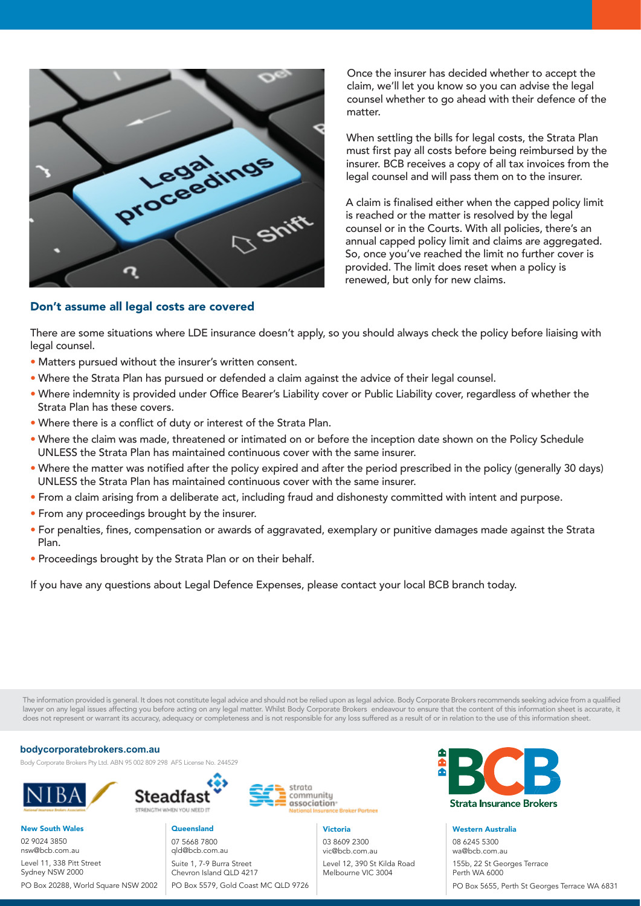Once the insurer has decided whether to accept the claim, we'll let you know so you can advise the legal counsel whether to go ahead with their defence of the matter.

When settling the bills for legal costs, the Strata Plan must first pay all costs before being reimbursed by the insurer. BCB receives a copy of all tax invoices from the legal counsel and will pass them on to the insurer.

A claim is finalised either when the capped policy limit is reached or the matter is resolved by the legal counsel or in the Courts. With all policies, there's an annual capped policy limit and claims are aggregated. So, once you've reached the limit no further cover is provided. The limit does reset when a policy is renewed, but only for new claims.

## Don't assume all legal costs are covered

There are some situations where LDE insurance doesn't apply, so you should always check the policy before liaising with legal counsel.

- Matters pursued without the insurer's written consent.
- Where the Strata Plan has pursued or defended a claim against the advice of their legal counsel.
- Where indemnity is provided under Office Bearer's Liability cover or Public Liability cover, regardless of whether the Strata Plan has these covers.
- Where there is a conflict of duty or interest of the Strata Plan.
- Where the claim was made, threatened or intimated on or before the inception date shown on the Policy Schedule UNLESS the Strata Plan has maintained continuous cover with the same insurer.
- Where the matter was notified after the policy expired and after the period prescribed in the policy (generally 30 days) UNLESS the Strata Plan has maintained continuous cover with the same insurer.
- From a claim arising from a deliberate act, including fraud and dishonesty committed with intent and purpose.
- From any proceedings brought by the insurer.
- For penalties, fines, compensation or awards of aggravated, exemplary or punitive damages made against the Strata Plan.
- Proceedings brought by the Strata Plan or on their behalf.

If you have any questions about Legal Defence Expenses, please contact your local BCB branch today.

The information provided is general. It does not constitute legal advice and should not be relied upon as legal advice. Body Corporate Brokers recommends seeking advice from a qualified lawyer on any legal issues affecting you before acting on any legal matter. Whilst Body Corporate Brokers endeavour to ensure that the content of this information sheet is accurate, it does not represent or warrant its accuracy, adequacy or completeness and is not responsible for any loss suffered as a result of or in relation to the use of this information sheet.

**bodycorporatebrokers.com.au**

Body Corporate Brokers Pty Ltd. ABN 95 002 809 298 AFS License No. 244529

NIBA National Insurance Brokers Association

Steadfast STRENGTH WHEN YOU NEED IT

strata community association National Insurance Broker Partner

BCB Strata Insurance Brokers

**New South Wales**
02 9024 3850
nsw@bcb.com.au
Level 11, 338 Pitt Street
Sydney NSW 2000
PO Box 20288, World Square NSW 2002

**Queensland**
07 5668 7800
qld@bcb.com.au
Suite 1, 7-9 Burra Street
Chevron Island QLD 4217
PO Box 5579, Gold Coast MC QLD 9726

**Victoria**
03 8609 2300
vic@bcb.com.au
Level 12, 390 St Kilda Road
Melbourne VIC 3004

**Western Australia**
08 6245 5300
wa@bcb.com.au
155b, 22 St Georges Terrace
Perth WA 6000
PO Box 5655, Perth St Georges Terrace WA 6831